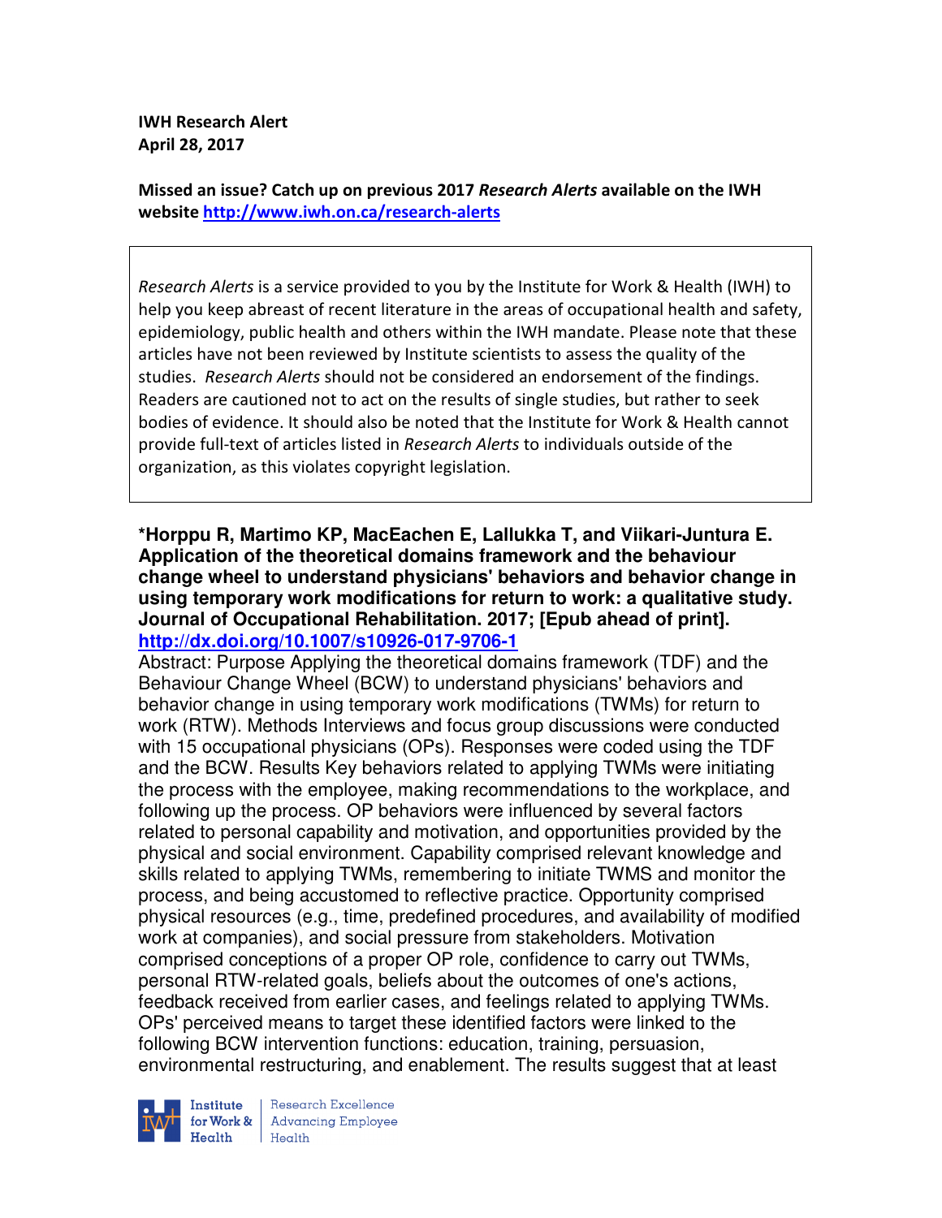**IWH Research Alert**
**April 28, 2017**

**Missed an issue? Catch up on previous 2017 *Research Alerts* available on the IWH website http://www.iwh.on.ca/research-alerts**

*Research Alerts* is a service provided to you by the Institute for Work & Health (IWH) to help you keep abreast of recent literature in the areas of occupational health and safety, epidemiology, public health and others within the IWH mandate. Please note that these articles have not been reviewed by Institute scientists to assess the quality of the studies. *Research Alerts* should not be considered an endorsement of the findings. Readers are cautioned not to act on the results of single studies, but rather to seek bodies of evidence. It should also be noted that the Institute for Work & Health cannot provide full-text of articles listed in *Research Alerts* to individuals outside of the organization, as this violates copyright legislation.

**\*Horppu R, Martimo KP, MacEachen E, Lallukka T, and Viikari-Juntura E. Application of the theoretical domains framework and the behaviour change wheel to understand physicians' behaviors and behavior change in using temporary work modifications for return to work: a qualitative study. Journal of Occupational Rehabilitation. 2017; [Epub ahead of print].**
**http://dx.doi.org/10.1007/s10926-017-9706-1**

Abstract: Purpose Applying the theoretical domains framework (TDF) and the Behaviour Change Wheel (BCW) to understand physicians' behaviors and behavior change in using temporary work modifications (TWMs) for return to work (RTW). Methods Interviews and focus group discussions were conducted with 15 occupational physicians (OPs). Responses were coded using the TDF and the BCW. Results Key behaviors related to applying TWMs were initiating the process with the employee, making recommendations to the workplace, and following up the process. OP behaviors were influenced by several factors related to personal capability and motivation, and opportunities provided by the physical and social environment. Capability comprised relevant knowledge and skills related to applying TWMs, remembering to initiate TWMS and monitor the process, and being accustomed to reflective practice. Opportunity comprised physical resources (e.g., time, predefined procedures, and availability of modified work at companies), and social pressure from stakeholders. Motivation comprised conceptions of a proper OP role, confidence to carry out TWMs, personal RTW-related goals, beliefs about the outcomes of one's actions, feedback received from earlier cases, and feelings related to applying TWMs. OPs' perceived means to target these identified factors were linked to the following BCW intervention functions: education, training, persuasion, environmental restructuring, and enablement. The results suggest that at least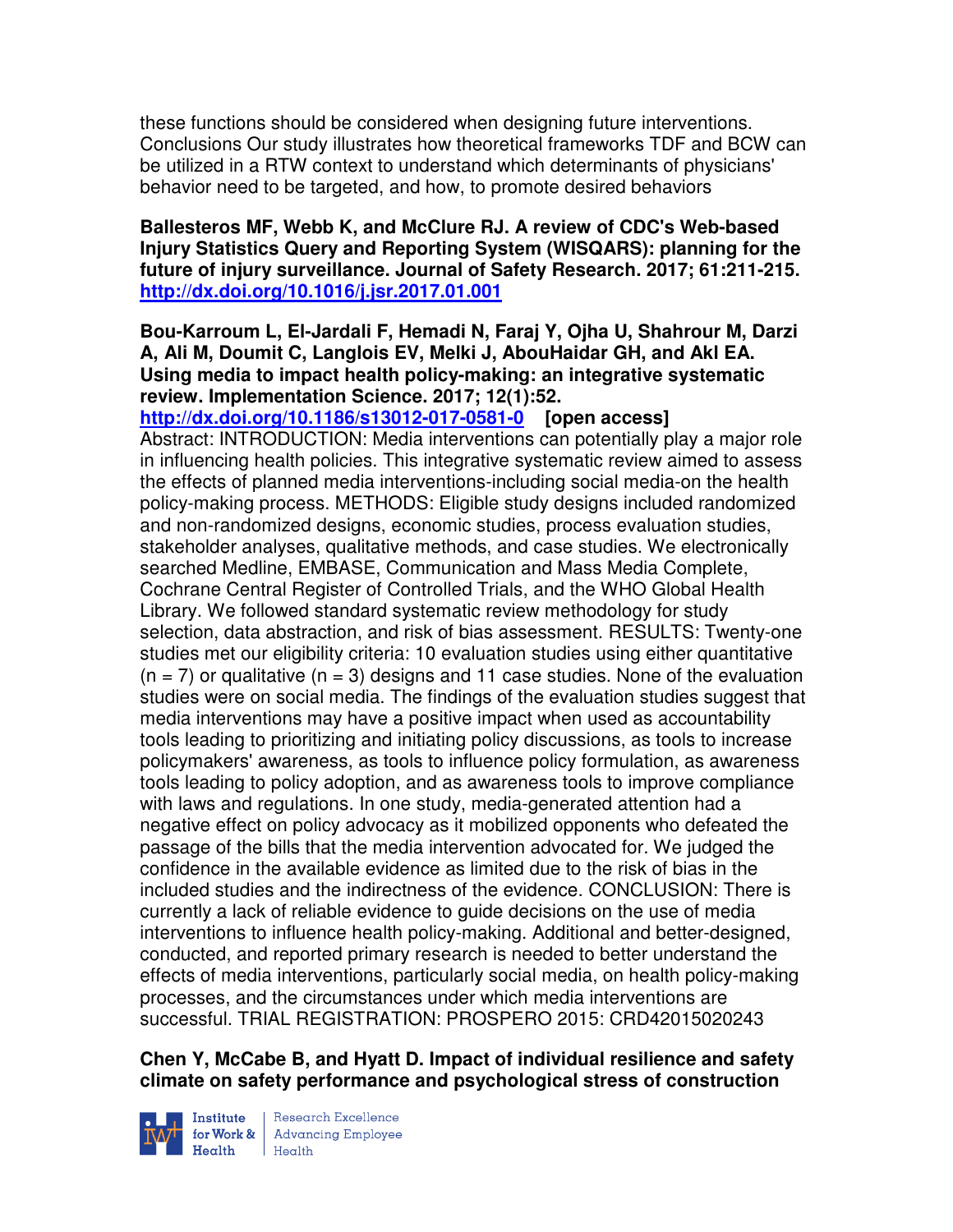these functions should be considered when designing future interventions. Conclusions Our study illustrates how theoretical frameworks TDF and BCW can be utilized in a RTW context to understand which determinants of physicians' behavior need to be targeted, and how, to promote desired behaviors

**Ballesteros MF, Webb K, and McClure RJ. A review of CDC's Web-based Injury Statistics Query and Reporting System (WISQARS): planning for the future of injury surveillance. Journal of Safety Research. 2017; 61:211-215.**
**http://dx.doi.org/10.1016/j.jsr.2017.01.001**

**Bou-Karroum L, El-Jardali F, Hemadi N, Faraj Y, Ojha U, Shahrour M, Darzi A, Ali M, Doumit C, Langlois EV, Melki J, AbouHaidar GH, and Akl EA. Using media to impact health policy-making: an integrative systematic review. Implementation Science. 2017; 12(1):52.**
**http://dx.doi.org/10.1186/s13012-017-0581-0 [open access]**
Abstract: INTRODUCTION: Media interventions can potentially play a major role in influencing health policies. This integrative systematic review aimed to assess the effects of planned media interventions-including social media-on the health policy-making process. METHODS: Eligible study designs included randomized and non-randomized designs, economic studies, process evaluation studies, stakeholder analyses, qualitative methods, and case studies. We electronically searched Medline, EMBASE, Communication and Mass Media Complete, Cochrane Central Register of Controlled Trials, and the WHO Global Health Library. We followed standard systematic review methodology for study selection, data abstraction, and risk of bias assessment. RESULTS: Twenty-one studies met our eligibility criteria: 10 evaluation studies using either quantitative (n = 7) or qualitative (n = 3) designs and 11 case studies. None of the evaluation studies were on social media. The findings of the evaluation studies suggest that media interventions may have a positive impact when used as accountability tools leading to prioritizing and initiating policy discussions, as tools to increase policymakers' awareness, as tools to influence policy formulation, as awareness tools leading to policy adoption, and as awareness tools to improve compliance with laws and regulations. In one study, media-generated attention had a negative effect on policy advocacy as it mobilized opponents who defeated the passage of the bills that the media intervention advocated for. We judged the confidence in the available evidence as limited due to the risk of bias in the included studies and the indirectness of the evidence. CONCLUSION: There is currently a lack of reliable evidence to guide decisions on the use of media interventions to influence health policy-making. Additional and better-designed, conducted, and reported primary research is needed to better understand the effects of media interventions, particularly social media, on health policy-making processes, and the circumstances under which media interventions are successful. TRIAL REGISTRATION: PROSPERO 2015: CRD42015020243

**Chen Y, McCabe B, and Hyatt D. Impact of individual resilience and safety climate on safety performance and psychological stress of construction**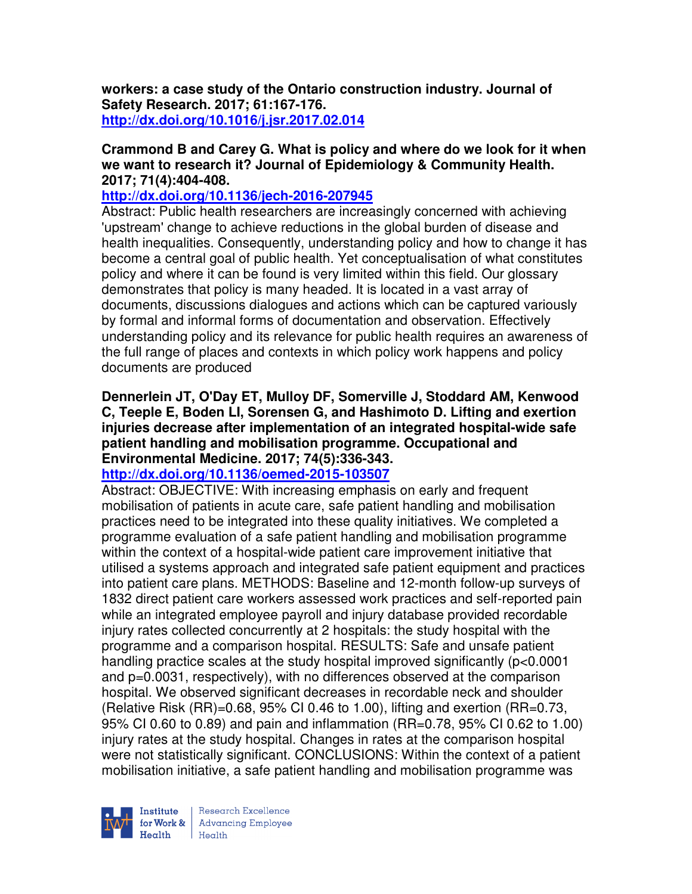**workers: a case study of the Ontario construction industry. Journal of Safety Research. 2017; 61:167-176.**
**http://dx.doi.org/10.1016/j.jsr.2017.02.014**

**Crammond B and Carey G. What is policy and where do we look for it when we want to research it? Journal of Epidemiology & Community Health. 2017; 71(4):404-408.**
**http://dx.doi.org/10.1136/jech-2016-207945**
Abstract: Public health researchers are increasingly concerned with achieving 'upstream' change to achieve reductions in the global burden of disease and health inequalities. Consequently, understanding policy and how to change it has become a central goal of public health. Yet conceptualisation of what constitutes policy and where it can be found is very limited within this field. Our glossary demonstrates that policy is many headed. It is located in a vast array of documents, discussions dialogues and actions which can be captured variously by formal and informal forms of documentation and observation. Effectively understanding policy and its relevance for public health requires an awareness of the full range of places and contexts in which policy work happens and policy documents are produced

**Dennerlein JT, O'Day ET, Mulloy DF, Somerville J, Stoddard AM, Kenwood C, Teeple E, Boden LI, Sorensen G, and Hashimoto D. Lifting and exertion injuries decrease after implementation of an integrated hospital-wide safe patient handling and mobilisation programme. Occupational and Environmental Medicine. 2017; 74(5):336-343.**
**http://dx.doi.org/10.1136/oemed-2015-103507**
Abstract: OBJECTIVE: With increasing emphasis on early and frequent mobilisation of patients in acute care, safe patient handling and mobilisation practices need to be integrated into these quality initiatives. We completed a programme evaluation of a safe patient handling and mobilisation programme within the context of a hospital-wide patient care improvement initiative that utilised a systems approach and integrated safe patient equipment and practices into patient care plans. METHODS: Baseline and 12-month follow-up surveys of 1832 direct patient care workers assessed work practices and self-reported pain while an integrated employee payroll and injury database provided recordable injury rates collected concurrently at 2 hospitals: the study hospital with the programme and a comparison hospital. RESULTS: Safe and unsafe patient handling practice scales at the study hospital improved significantly ($p<0.0001$ and $p=0.0031$, respectively), with no differences observed at the comparison hospital. We observed significant decreases in recordable neck and shoulder (Relative Risk (RR)=0.68, 95% CI 0.46 to 1.00), lifting and exertion (RR=0.73, 95% CI 0.60 to 0.89) and pain and inflammation (RR=0.78, 95% CI 0.62 to 1.00) injury rates at the study hospital. Changes in rates at the comparison hospital were not statistically significant. CONCLUSIONS: Within the context of a patient mobilisation initiative, a safe patient handling and mobilisation programme was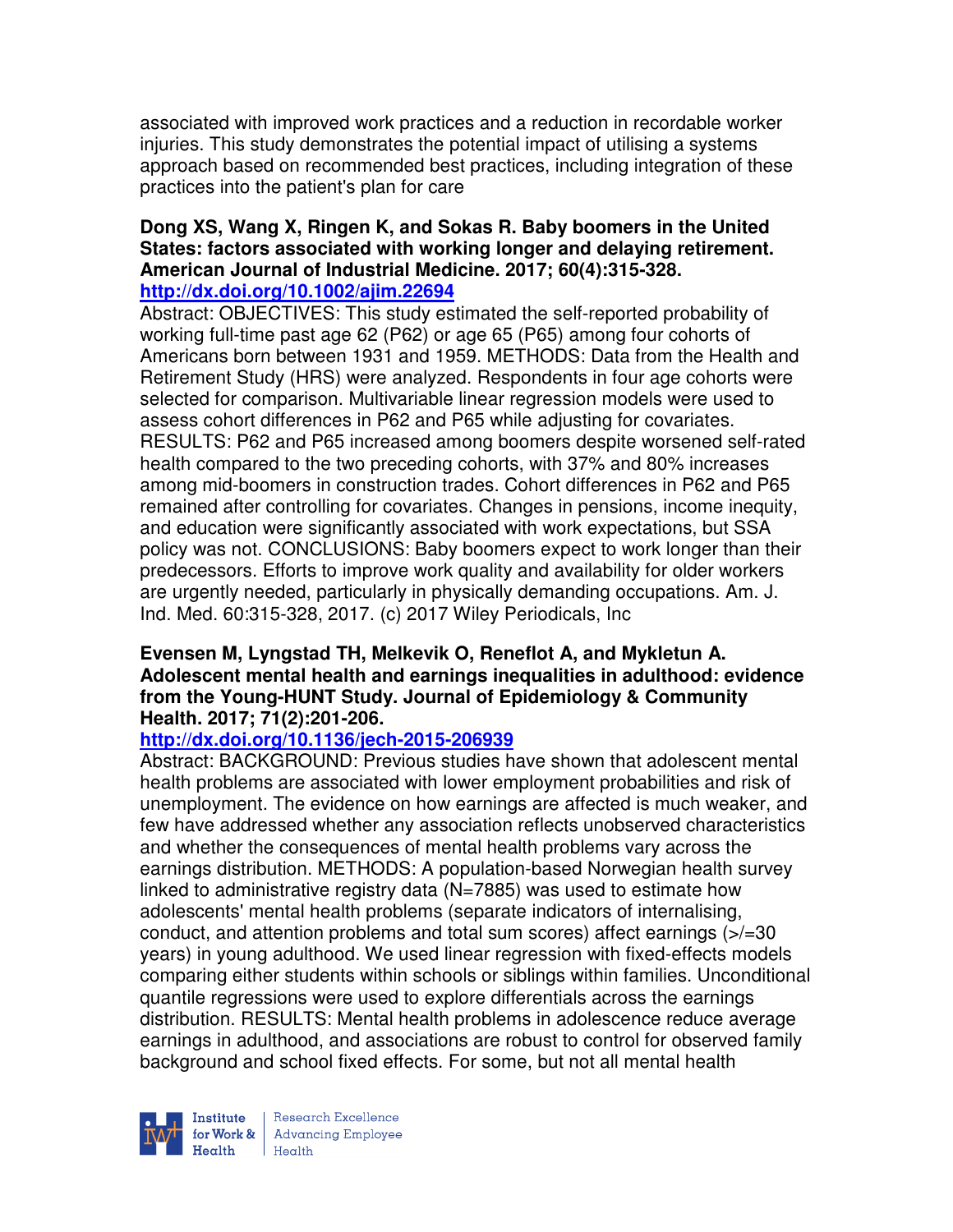associated with improved work practices and a reduction in recordable worker injuries. This study demonstrates the potential impact of utilising a systems approach based on recommended best practices, including integration of these practices into the patient's plan for care

**Dong XS, Wang X, Ringen K, and Sokas R. Baby boomers in the United States: factors associated with working longer and delaying retirement. American Journal of Industrial Medicine. 2017; 60(4):315-328.**
**http://dx.doi.org/10.1002/ajim.22694**

Abstract: OBJECTIVES: This study estimated the self-reported probability of working full-time past age 62 (P62) or age 65 (P65) among four cohorts of Americans born between 1931 and 1959. METHODS: Data from the Health and Retirement Study (HRS) were analyzed. Respondents in four age cohorts were selected for comparison. Multivariable linear regression models were used to assess cohort differences in P62 and P65 while adjusting for covariates. RESULTS: P62 and P65 increased among boomers despite worsened self-rated health compared to the two preceding cohorts, with 37% and 80% increases among mid-boomers in construction trades. Cohort differences in P62 and P65 remained after controlling for covariates. Changes in pensions, income inequity, and education were significantly associated with work expectations, but SSA policy was not. CONCLUSIONS: Baby boomers expect to work longer than their predecessors. Efforts to improve work quality and availability for older workers are urgently needed, particularly in physically demanding occupations. Am. J. Ind. Med. 60:315-328, 2017. (c) 2017 Wiley Periodicals, Inc

**Evensen M, Lyngstad TH, Melkevik O, Reneflot A, and Mykletun A. Adolescent mental health and earnings inequalities in adulthood: evidence from the Young-HUNT Study. Journal of Epidemiology & Community Health. 2017; 71(2):201-206.**
**http://dx.doi.org/10.1136/jech-2015-206939**

Abstract: BACKGROUND: Previous studies have shown that adolescent mental health problems are associated with lower employment probabilities and risk of unemployment. The evidence on how earnings are affected is much weaker, and few have addressed whether any association reflects unobserved characteristics and whether the consequences of mental health problems vary across the earnings distribution. METHODS: A population-based Norwegian health survey linked to administrative registry data (N=7885) was used to estimate how adolescents' mental health problems (separate indicators of internalising, conduct, and attention problems and total sum scores) affect earnings (>/=30 years) in young adulthood. We used linear regression with fixed-effects models comparing either students within schools or siblings within families. Unconditional quantile regressions were used to explore differentials across the earnings distribution. RESULTS: Mental health problems in adolescence reduce average earnings in adulthood, and associations are robust to control for observed family background and school fixed effects. For some, but not all mental health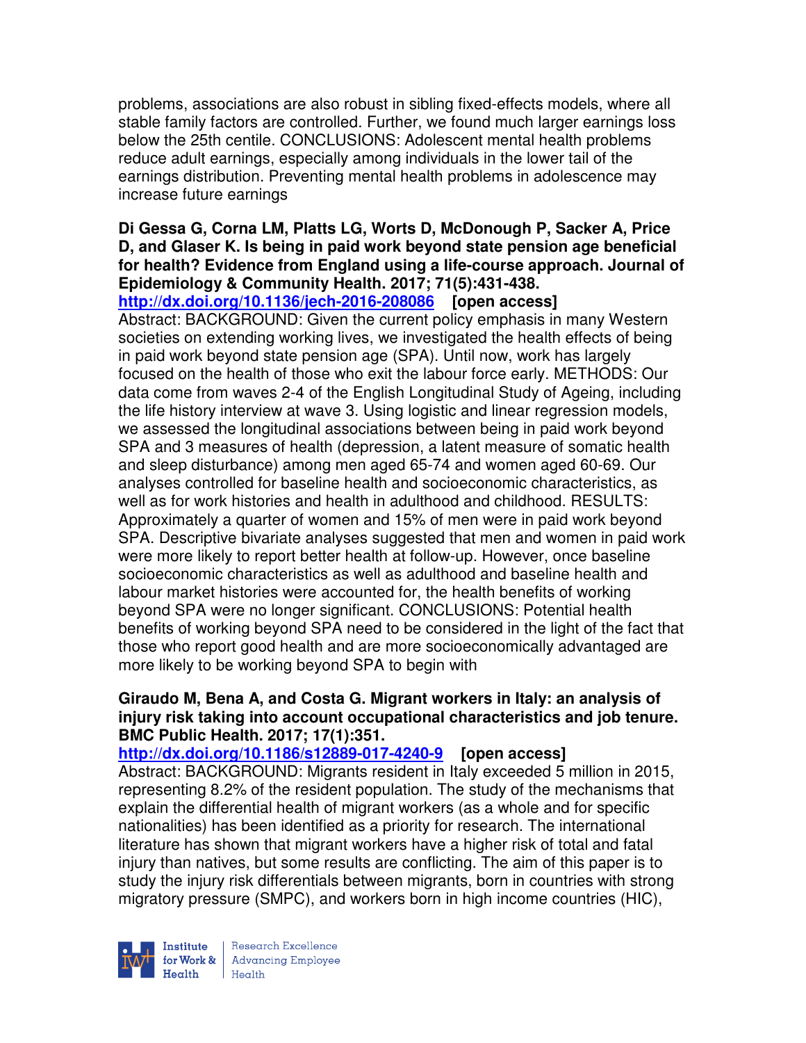problems, associations are also robust in sibling fixed-effects models, where all stable family factors are controlled. Further, we found much larger earnings loss below the 25th centile. CONCLUSIONS: Adolescent mental health problems reduce adult earnings, especially among individuals in the lower tail of the earnings distribution. Preventing mental health problems in adolescence may increase future earnings

**Di Gessa G, Corna LM, Platts LG, Worts D, McDonough P, Sacker A, Price D, and Glaser K. Is being in paid work beyond state pension age beneficial for health? Evidence from England using a life-course approach. Journal of Epidemiology & Community Health. 2017; 71(5):431-438.**
**http://dx.doi.org/10.1136/jech-2016-208086 [open access]**
Abstract: BACKGROUND: Given the current policy emphasis in many Western societies on extending working lives, we investigated the health effects of being in paid work beyond state pension age (SPA). Until now, work has largely focused on the health of those who exit the labour force early. METHODS: Our data come from waves 2-4 of the English Longitudinal Study of Ageing, including the life history interview at wave 3. Using logistic and linear regression models, we assessed the longitudinal associations between being in paid work beyond SPA and 3 measures of health (depression, a latent measure of somatic health and sleep disturbance) among men aged 65-74 and women aged 60-69. Our analyses controlled for baseline health and socioeconomic characteristics, as well as for work histories and health in adulthood and childhood. RESULTS: Approximately a quarter of women and 15% of men were in paid work beyond SPA. Descriptive bivariate analyses suggested that men and women in paid work were more likely to report better health at follow-up. However, once baseline socioeconomic characteristics as well as adulthood and baseline health and labour market histories were accounted for, the health benefits of working beyond SPA were no longer significant. CONCLUSIONS: Potential health benefits of working beyond SPA need to be considered in the light of the fact that those who report good health and are more socioeconomically advantaged are more likely to be working beyond SPA to begin with

**Giraudo M, Bena A, and Costa G. Migrant workers in Italy: an analysis of injury risk taking into account occupational characteristics and job tenure. BMC Public Health. 2017; 17(1):351.**
**http://dx.doi.org/10.1186/s12889-017-4240-9 [open access]**
Abstract: BACKGROUND: Migrants resident in Italy exceeded 5 million in 2015, representing 8.2% of the resident population. The study of the mechanisms that explain the differential health of migrant workers (as a whole and for specific nationalities) has been identified as a priority for research. The international literature has shown that migrant workers have a higher risk of total and fatal injury than natives, but some results are conflicting. The aim of this paper is to study the injury risk differentials between migrants, born in countries with strong migratory pressure (SMPC), and workers born in high income countries (HIC),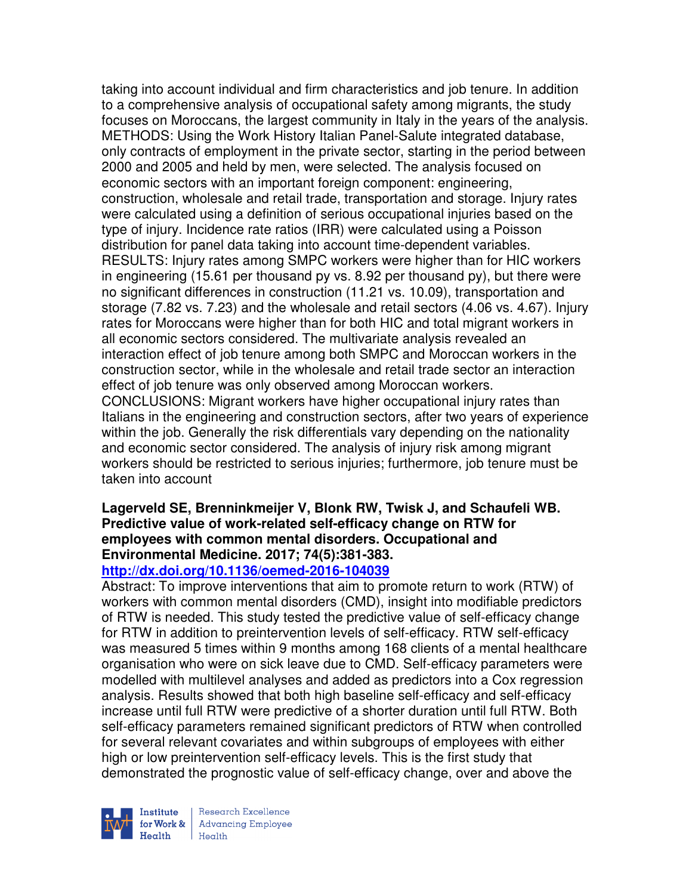taking into account individual and firm characteristics and job tenure. In addition to a comprehensive analysis of occupational safety among migrants, the study focuses on Moroccans, the largest community in Italy in the years of the analysis. METHODS: Using the Work History Italian Panel-Salute integrated database, only contracts of employment in the private sector, starting in the period between 2000 and 2005 and held by men, were selected. The analysis focused on economic sectors with an important foreign component: engineering, construction, wholesale and retail trade, transportation and storage. Injury rates were calculated using a definition of serious occupational injuries based on the type of injury. Incidence rate ratios (IRR) were calculated using a Poisson distribution for panel data taking into account time-dependent variables. RESULTS: Injury rates among SMPC workers were higher than for HIC workers in engineering (15.61 per thousand py vs. 8.92 per thousand py), but there were no significant differences in construction (11.21 vs. 10.09), transportation and storage (7.82 vs. 7.23) and the wholesale and retail sectors (4.06 vs. 4.67). Injury rates for Moroccans were higher than for both HIC and total migrant workers in all economic sectors considered. The multivariate analysis revealed an interaction effect of job tenure among both SMPC and Moroccan workers in the construction sector, while in the wholesale and retail trade sector an interaction effect of job tenure was only observed among Moroccan workers. CONCLUSIONS: Migrant workers have higher occupational injury rates than Italians in the engineering and construction sectors, after two years of experience within the job. Generally the risk differentials vary depending on the nationality and economic sector considered. The analysis of injury risk among migrant workers should be restricted to serious injuries; furthermore, job tenure must be taken into account

**Lagerveld SE, Brenninkmeijer V, Blonk RW, Twisk J, and Schaufeli WB. Predictive value of work-related self-efficacy change on RTW for employees with common mental disorders. Occupational and Environmental Medicine. 2017; 74(5):381-383.**
**http://dx.doi.org/10.1136/oemed-2016-104039**

Abstract: To improve interventions that aim to promote return to work (RTW) of workers with common mental disorders (CMD), insight into modifiable predictors of RTW is needed. This study tested the predictive value of self-efficacy change for RTW in addition to preintervention levels of self-efficacy. RTW self-efficacy was measured 5 times within 9 months among 168 clients of a mental healthcare organisation who were on sick leave due to CMD. Self-efficacy parameters were modelled with multilevel analyses and added as predictors into a Cox regression analysis. Results showed that both high baseline self-efficacy and self-efficacy increase until full RTW were predictive of a shorter duration until full RTW. Both self-efficacy parameters remained significant predictors of RTW when controlled for several relevant covariates and within subgroups of employees with either high or low preintervention self-efficacy levels. This is the first study that demonstrated the prognostic value of self-efficacy change, over and above the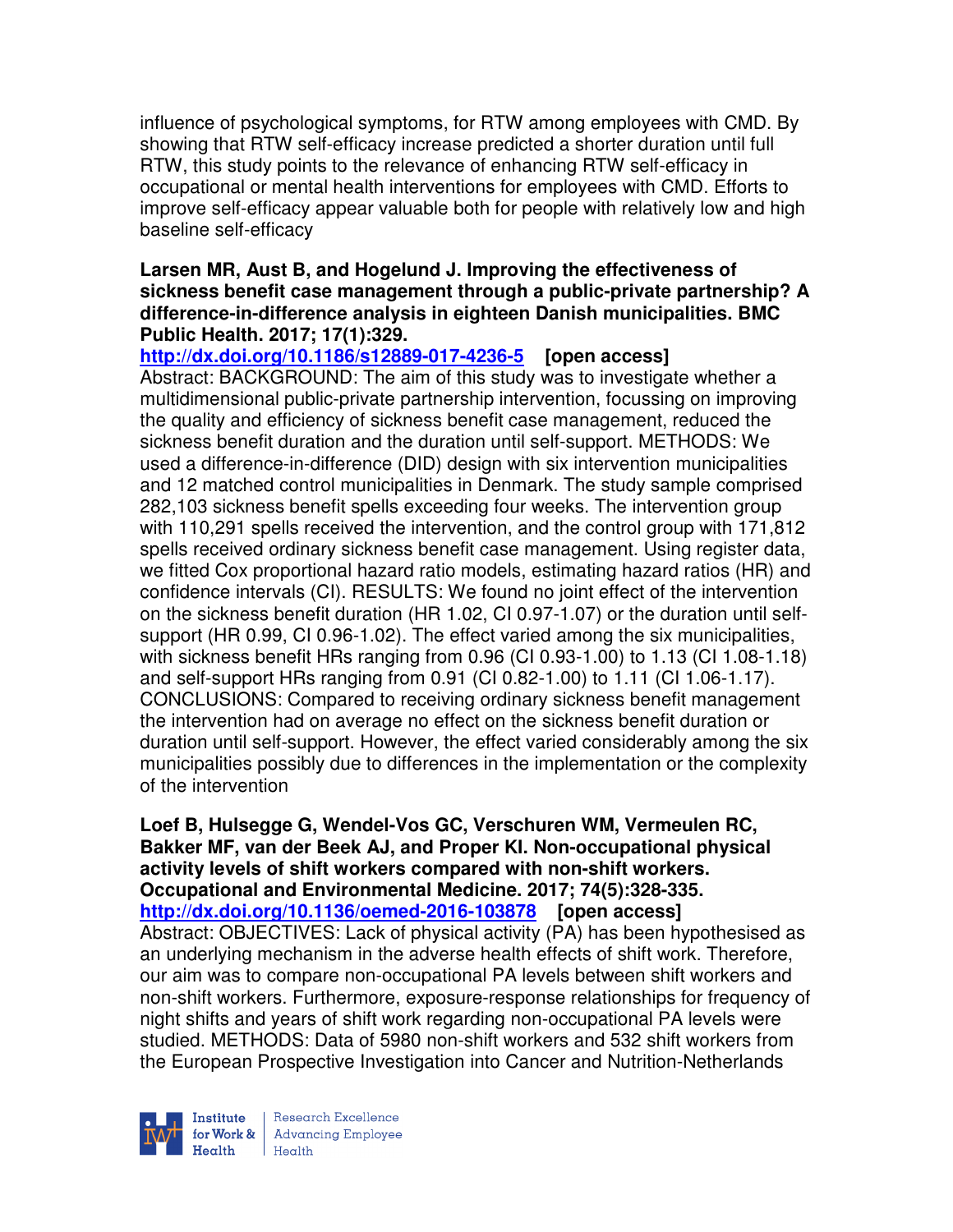influence of psychological symptoms, for RTW among employees with CMD. By showing that RTW self-efficacy increase predicted a shorter duration until full RTW, this study points to the relevance of enhancing RTW self-efficacy in occupational or mental health interventions for employees with CMD. Efforts to improve self-efficacy appear valuable both for people with relatively low and high baseline self-efficacy

**Larsen MR, Aust B, and Hogelund J. Improving the effectiveness of sickness benefit case management through a public-private partnership? A difference-in-difference analysis in eighteen Danish municipalities. BMC Public Health. 2017; 17(1):329.**
**http://dx.doi.org/10.1186/s12889-017-4236-5 [open access]**
Abstract: BACKGROUND: The aim of this study was to investigate whether a multidimensional public-private partnership intervention, focussing on improving the quality and efficiency of sickness benefit case management, reduced the sickness benefit duration and the duration until self-support. METHODS: We used a difference-in-difference (DID) design with six intervention municipalities and 12 matched control municipalities in Denmark. The study sample comprised 282,103 sickness benefit spells exceeding four weeks. The intervention group with 110,291 spells received the intervention, and the control group with 171,812 spells received ordinary sickness benefit case management. Using register data, we fitted Cox proportional hazard ratio models, estimating hazard ratios (HR) and confidence intervals (CI). RESULTS: We found no joint effect of the intervention on the sickness benefit duration (HR 1.02, CI 0.97-1.07) or the duration until self-support (HR 0.99, CI 0.96-1.02). The effect varied among the six municipalities, with sickness benefit HRs ranging from 0.96 (CI 0.93-1.00) to 1.13 (CI 1.08-1.18) and self-support HRs ranging from 0.91 (CI 0.82-1.00) to 1.11 (CI 1.06-1.17). CONCLUSIONS: Compared to receiving ordinary sickness benefit management the intervention had on average no effect on the sickness benefit duration or duration until self-support. However, the effect varied considerably among the six municipalities possibly due to differences in the implementation or the complexity of the intervention

**Loef B, Hulsegge G, Wendel-Vos GC, Verschuren WM, Vermeulen RC, Bakker MF, van der Beek AJ, and Proper KI. Non-occupational physical activity levels of shift workers compared with non-shift workers. Occupational and Environmental Medicine. 2017; 74(5):328-335.**
**http://dx.doi.org/10.1136/oemed-2016-103878 [open access]**
Abstract: OBJECTIVES: Lack of physical activity (PA) has been hypothesised as an underlying mechanism in the adverse health effects of shift work. Therefore, our aim was to compare non-occupational PA levels between shift workers and non-shift workers. Furthermore, exposure-response relationships for frequency of night shifts and years of shift work regarding non-occupational PA levels were studied. METHODS: Data of 5980 non-shift workers and 532 shift workers from the European Prospective Investigation into Cancer and Nutrition-Netherlands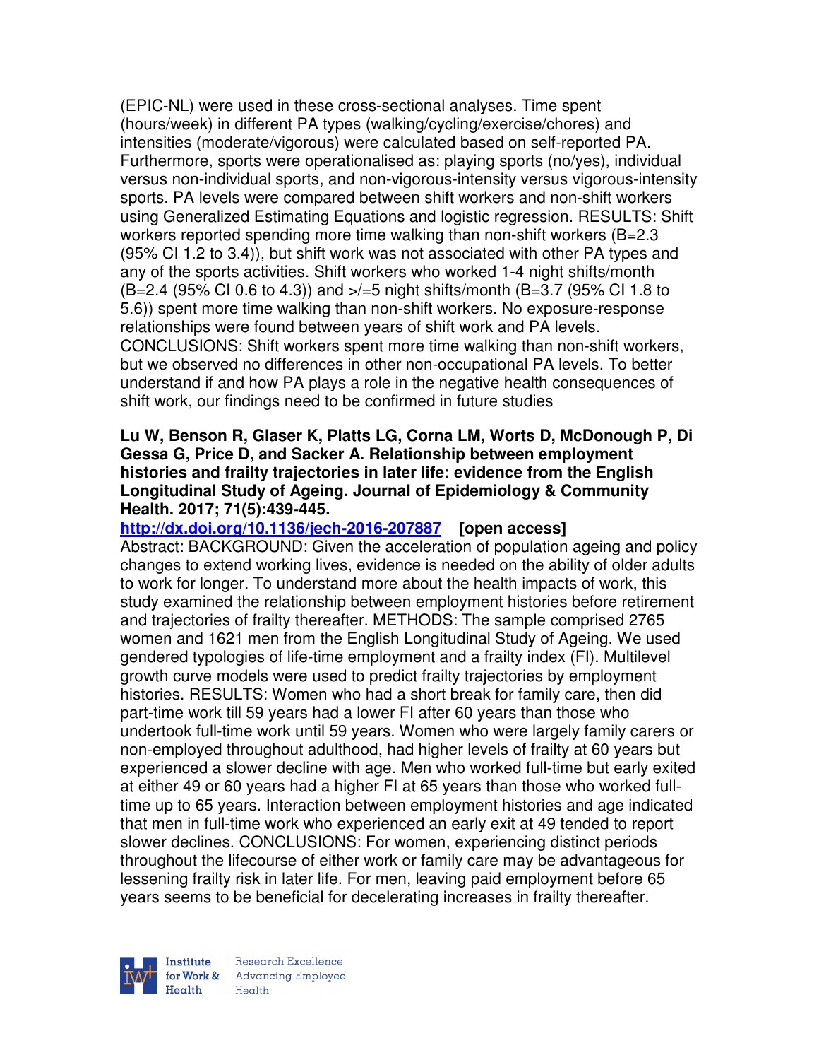(EPIC-NL) were used in these cross-sectional analyses. Time spent (hours/week) in different PA types (walking/cycling/exercise/chores) and intensities (moderate/vigorous) were calculated based on self-reported PA. Furthermore, sports were operationalised as: playing sports (no/yes), individual versus non-individual sports, and non-vigorous-intensity versus vigorous-intensity sports. PA levels were compared between shift workers and non-shift workers using Generalized Estimating Equations and logistic regression. RESULTS: Shift workers reported spending more time walking than non-shift workers (B=2.3 (95% CI 1.2 to 3.4)), but shift work was not associated with other PA types and any of the sports activities. Shift workers who worked 1-4 night shifts/month (B=2.4 (95% CI 0.6 to 4.3)) and >/=5 night shifts/month (B=3.7 (95% CI 1.8 to 5.6)) spent more time walking than non-shift workers. No exposure-response relationships were found between years of shift work and PA levels. CONCLUSIONS: Shift workers spent more time walking than non-shift workers, but we observed no differences in other non-occupational PA levels. To better understand if and how PA plays a role in the negative health consequences of shift work, our findings need to be confirmed in future studies

**Lu W, Benson R, Glaser K, Platts LG, Corna LM, Worts D, McDonough P, Di Gessa G, Price D, and Sacker A. Relationship between employment histories and frailty trajectories in later life: evidence from the English Longitudinal Study of Ageing. Journal of Epidemiology & Community Health. 2017; 71(5):439-445.**

http://dx.doi.org/10.1136/jech-2016-207887 **[open access]**

Abstract: BACKGROUND: Given the acceleration of population ageing and policy changes to extend working lives, evidence is needed on the ability of older adults to work for longer. To understand more about the health impacts of work, this study examined the relationship between employment histories before retirement and trajectories of frailty thereafter. METHODS: The sample comprised 2765 women and 1621 men from the English Longitudinal Study of Ageing. We used gendered typologies of life-time employment and a frailty index (FI). Multilevel growth curve models were used to predict frailty trajectories by employment histories. RESULTS: Women who had a short break for family care, then did part-time work till 59 years had a lower FI after 60 years than those who undertook full-time work until 59 years. Women who were largely family carers or non-employed throughout adulthood, had higher levels of frailty at 60 years but experienced a slower decline with age. Men who worked full-time but early exited at either 49 or 60 years had a higher FI at 65 years than those who worked full-time up to 65 years. Interaction between employment histories and age indicated that men in full-time work who experienced an early exit at 49 tended to report slower declines. CONCLUSIONS: For women, experiencing distinct periods throughout the lifecourse of either work or family care may be advantageous for lessening frailty risk in later life. For men, leaving paid employment before 65 years seems to be beneficial for decelerating increases in frailty thereafter.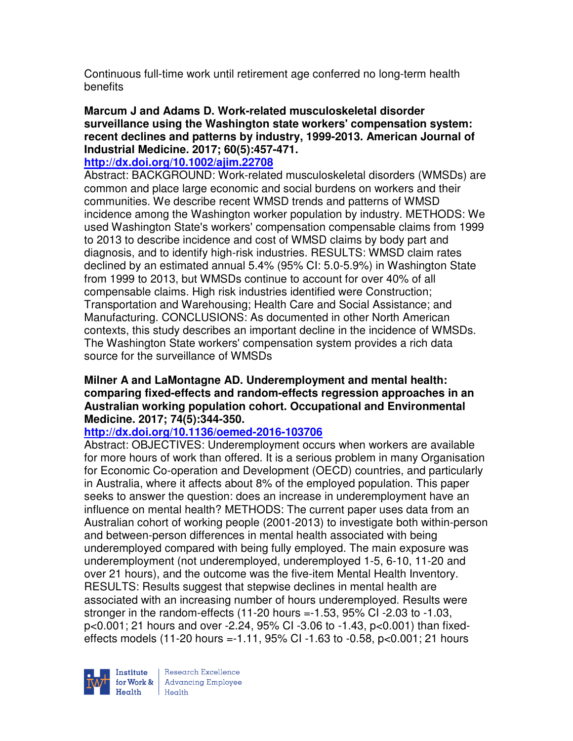Continuous full-time work until retirement age conferred no long-term health benefits

**Marcum J and Adams D. Work-related musculoskeletal disorder surveillance using the Washington state workers' compensation system: recent declines and patterns by industry, 1999-2013. American Journal of Industrial Medicine. 2017; 60(5):457-471.**
**http://dx.doi.org/10.1002/ajim.22708**
Abstract: BACKGROUND: Work-related musculoskeletal disorders (WMSDs) are common and place large economic and social burdens on workers and their communities. We describe recent WMSD trends and patterns of WMSD incidence among the Washington worker population by industry. METHODS: We used Washington State's workers' compensation compensable claims from 1999 to 2013 to describe incidence and cost of WMSD claims by body part and diagnosis, and to identify high-risk industries. RESULTS: WMSD claim rates declined by an estimated annual 5.4% (95% CI: 5.0-5.9%) in Washington State from 1999 to 2013, but WMSDs continue to account for over 40% of all compensable claims. High risk industries identified were Construction; Transportation and Warehousing; Health Care and Social Assistance; and Manufacturing. CONCLUSIONS: As documented in other North American contexts, this study describes an important decline in the incidence of WMSDs. The Washington State workers' compensation system provides a rich data source for the surveillance of WMSDs

**Milner A and LaMontagne AD. Underemployment and mental health: comparing fixed-effects and random-effects regression approaches in an Australian working population cohort. Occupational and Environmental Medicine. 2017; 74(5):344-350.**
**http://dx.doi.org/10.1136/oemed-2016-103706**
Abstract: OBJECTIVES: Underemployment occurs when workers are available for more hours of work than offered. It is a serious problem in many Organisation for Economic Co-operation and Development (OECD) countries, and particularly in Australia, where it affects about 8% of the employed population. This paper seeks to answer the question: does an increase in underemployment have an influence on mental health? METHODS: The current paper uses data from an Australian cohort of working people (2001-2013) to investigate both within-person and between-person differences in mental health associated with being underemployed compared with being fully employed. The main exposure was underemployment (not underemployed, underemployed 1-5, 6-10, 11-20 and over 21 hours), and the outcome was the five-item Mental Health Inventory. RESULTS: Results suggest that stepwise declines in mental health are associated with an increasing number of hours underemployed. Results were stronger in the random-effects (11-20 hours =-1.53, 95% CI -2.03 to -1.03, p<0.001; 21 hours and over -2.24, 95% CI -3.06 to -1.43, p<0.001) than fixed-effects models (11-20 hours =-1.11, 95% CI -1.63 to -0.58, p<0.001; 21 hours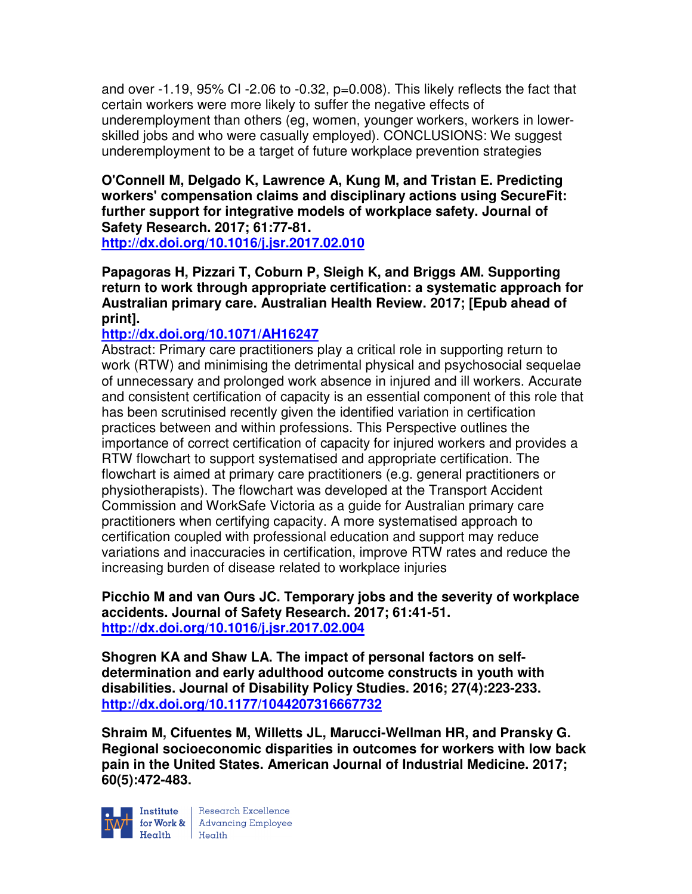and over -1.19, 95% CI -2.06 to -0.32, p=0.008). This likely reflects the fact that certain workers were more likely to suffer the negative effects of underemployment than others (eg, women, younger workers, workers in lower-skilled jobs and who were casually employed). CONCLUSIONS: We suggest underemployment to be a target of future workplace prevention strategies

**O'Connell M, Delgado K, Lawrence A, Kung M, and Tristan E. Predicting workers' compensation claims and disciplinary actions using SecureFit: further support for integrative models of workplace safety. Journal of Safety Research. 2017; 61:77-81.**
**http://dx.doi.org/10.1016/j.jsr.2017.02.010**

**Papagoras H, Pizzari T, Coburn P, Sleigh K, and Briggs AM. Supporting return to work through appropriate certification: a systematic approach for Australian primary care. Australian Health Review. 2017; [Epub ahead of print].**
**http://dx.doi.org/10.1071/AH16247**
Abstract: Primary care practitioners play a critical role in supporting return to work (RTW) and minimising the detrimental physical and psychosocial sequelae of unnecessary and prolonged work absence in injured and ill workers. Accurate and consistent certification of capacity is an essential component of this role that has been scrutinised recently given the identified variation in certification practices between and within professions. This Perspective outlines the importance of correct certification of capacity for injured workers and provides a RTW flowchart to support systematised and appropriate certification. The flowchart is aimed at primary care practitioners (e.g. general practitioners or physiotherapists). The flowchart was developed at the Transport Accident Commission and WorkSafe Victoria as a guide for Australian primary care practitioners when certifying capacity. A more systematised approach to certification coupled with professional education and support may reduce variations and inaccuracies in certification, improve RTW rates and reduce the increasing burden of disease related to workplace injuries

**Picchio M and van Ours JC. Temporary jobs and the severity of workplace accidents. Journal of Safety Research. 2017; 61:41-51.**
**http://dx.doi.org/10.1016/j.jsr.2017.02.004**

**Shogren KA and Shaw LA. The impact of personal factors on self-determination and early adulthood outcome constructs in youth with disabilities. Journal of Disability Policy Studies. 2016; 27(4):223-233.**
**http://dx.doi.org/10.1177/1044207316667732**

**Shraim M, Cifuentes M, Willetts JL, Marucci-Wellman HR, and Pransky G. Regional socioeconomic disparities in outcomes for workers with low back pain in the United States. American Journal of Industrial Medicine. 2017; 60(5):472-483.**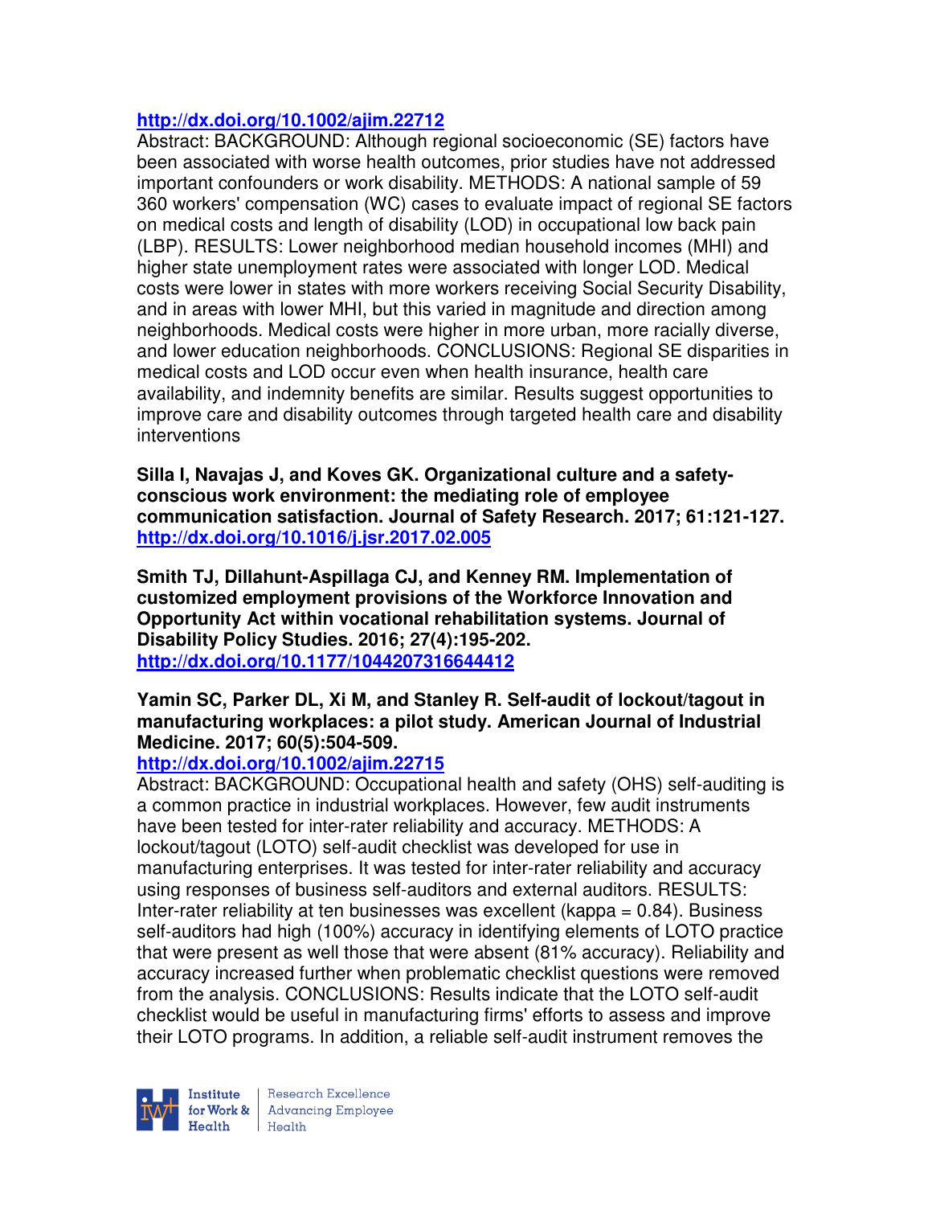http://dx.doi.org/10.1002/ajim.22712

Abstract: BACKGROUND: Although regional socioeconomic (SE) factors have been associated with worse health outcomes, prior studies have not addressed important confounders or work disability. METHODS: A national sample of 59 360 workers' compensation (WC) cases to evaluate impact of regional SE factors on medical costs and length of disability (LOD) in occupational low back pain (LBP). RESULTS: Lower neighborhood median household incomes (MHI) and higher state unemployment rates were associated with longer LOD. Medical costs were lower in states with more workers receiving Social Security Disability, and in areas with lower MHI, but this varied in magnitude and direction among neighborhoods. Medical costs were higher in more urban, more racially diverse, and lower education neighborhoods. CONCLUSIONS: Regional SE disparities in medical costs and LOD occur even when health insurance, health care availability, and indemnity benefits are similar. Results suggest opportunities to improve care and disability outcomes through targeted health care and disability interventions

**Silla I, Navajas J, and Koves GK. Organizational culture and a safety-conscious work environment: the mediating role of employee communication satisfaction. Journal of Safety Research. 2017; 61:121-127.**
**http://dx.doi.org/10.1016/j.jsr.2017.02.005**

**Smith TJ, Dillahunt-Aspillaga CJ, and Kenney RM. Implementation of customized employment provisions of the Workforce Innovation and Opportunity Act within vocational rehabilitation systems. Journal of Disability Policy Studies. 2016; 27(4):195-202.**
**http://dx.doi.org/10.1177/1044207316644412**

**Yamin SC, Parker DL, Xi M, and Stanley R. Self-audit of lockout/tagout in manufacturing workplaces: a pilot study. American Journal of Industrial Medicine. 2017; 60(5):504-509.**
**http://dx.doi.org/10.1002/ajim.22715**

Abstract: BACKGROUND: Occupational health and safety (OHS) self-auditing is a common practice in industrial workplaces. However, few audit instruments have been tested for inter-rater reliability and accuracy. METHODS: A lockout/tagout (LOTO) self-audit checklist was developed for use in manufacturing enterprises. It was tested for inter-rater reliability and accuracy using responses of business self-auditors and external auditors. RESULTS: Inter-rater reliability at ten businesses was excellent (kappa = 0.84). Business self-auditors had high (100%) accuracy in identifying elements of LOTO practice that were present as well those that were absent (81% accuracy). Reliability and accuracy increased further when problematic checklist questions were removed from the analysis. CONCLUSIONS: Results indicate that the LOTO self-audit checklist would be useful in manufacturing firms' efforts to assess and improve their LOTO programs. In addition, a reliable self-audit instrument removes the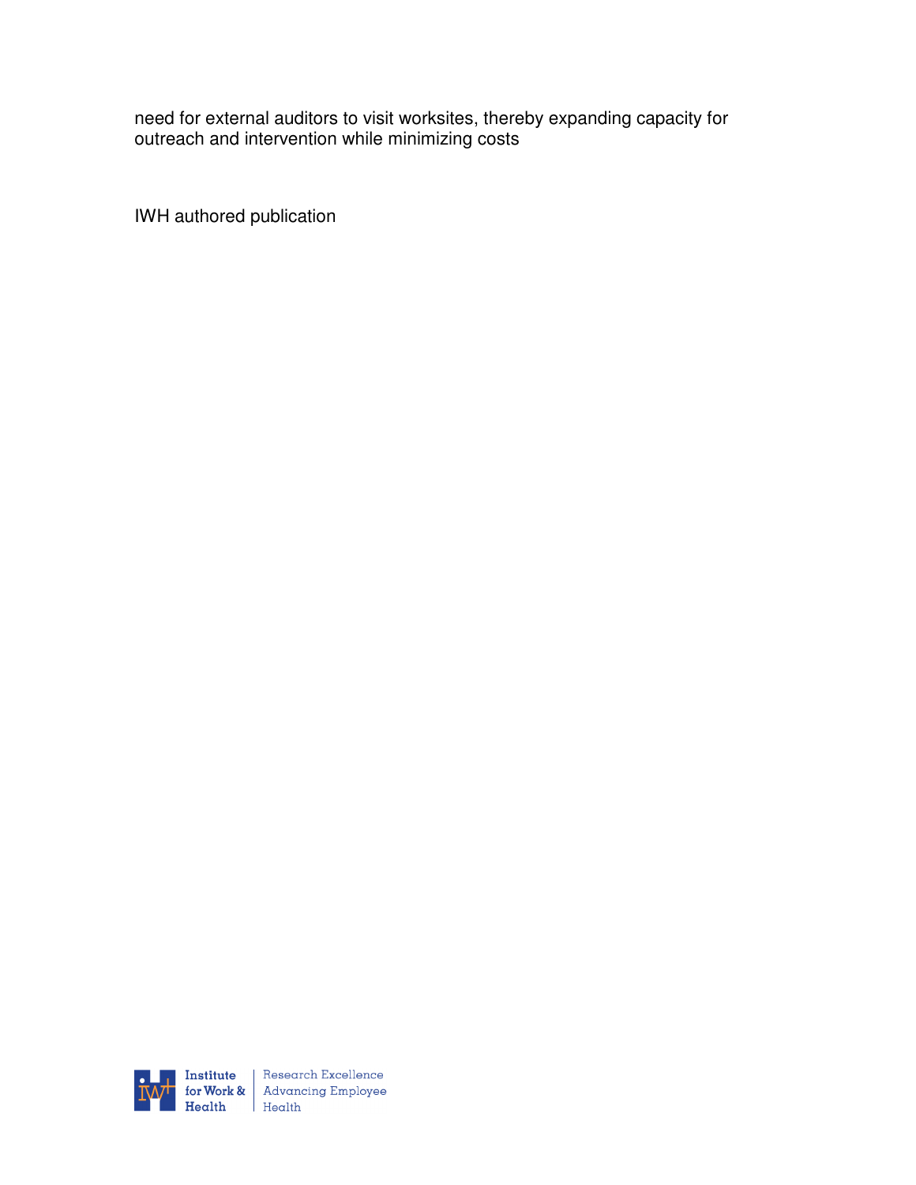need for external auditors to visit worksites, thereby expanding capacity for outreach and intervention while minimizing costs

IWH authored publication